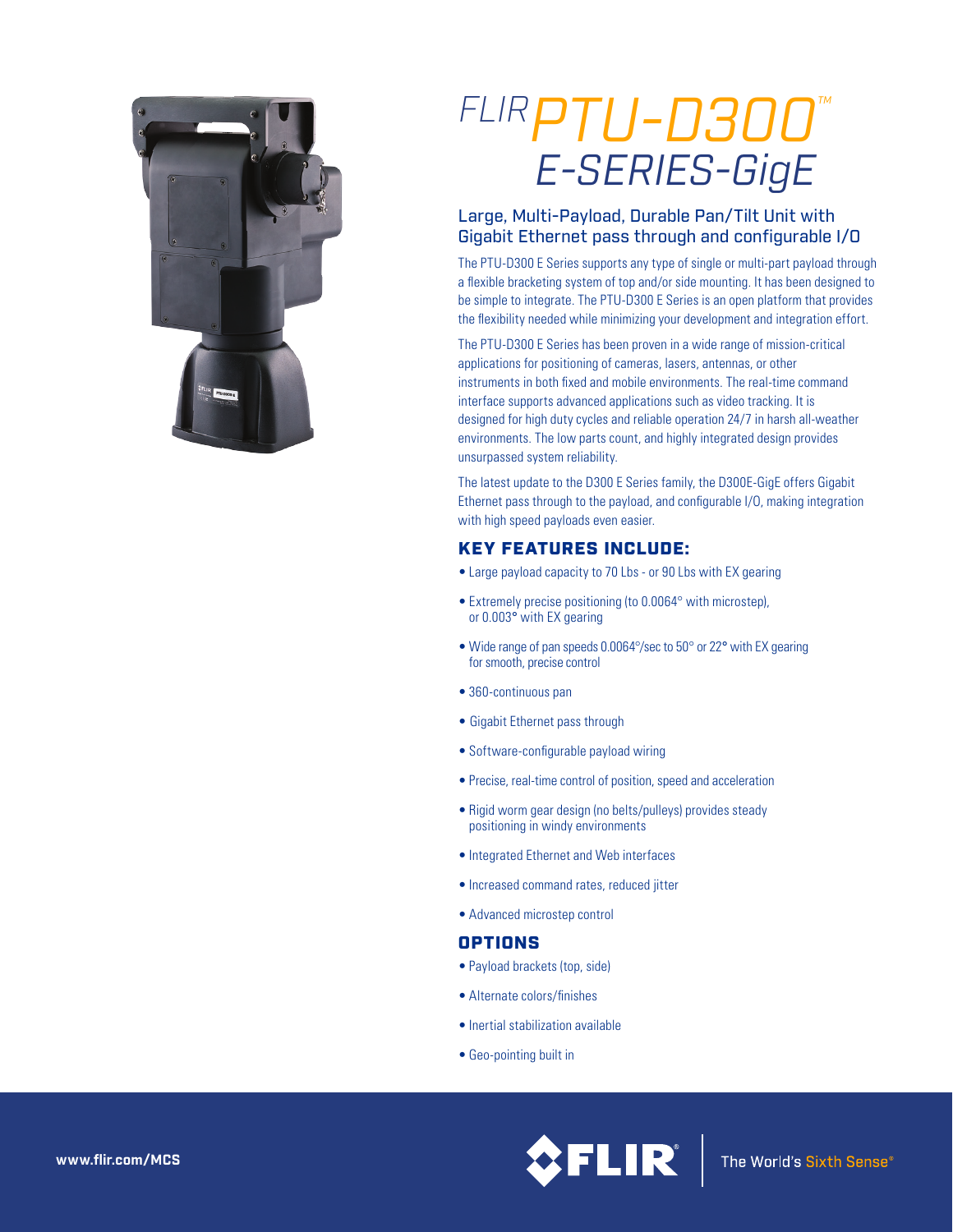# FLIR PTU-D300™ E-SERIES-GigE

## Large, Multi-Payload, Durable Pan/Tilt Unit with Gigabit Ethernet pass through and configurable I/O

The PTU-D300 E Series supports any type of single or multi-part payload through a flexible bracketing system of top and/or side mounting. It has been designed to be simple to integrate. The PTU-D300 E Series is an open platform that provides the flexibility needed while minimizing your development and integration effort.

The PTU-D300 E Series has been proven in a wide range of mission-critical applications for positioning of cameras, lasers, antennas, or other instruments in both fixed and mobile environments. The real-time command interface supports advanced applications such as video tracking. It is designed for high duty cycles and reliable operation 24/7 in harsh all-weather environments. The low parts count, and highly integrated design provides unsurpassed system reliability.

The latest update to the D300 E Series family, the D300E-GigE offers Gigabit Ethernet pass through to the payload, and configurable I/O, making integration with high speed payloads even easier.

### KEY FEATURES INCLUDE:

- Large payload capacity to 70 Lbs - or 90 Lbs with EX gearing
- Extremely precise positioning (to 0.0064° with microstep), or 0.003° with EX gearing
- Wide range of pan speeds 0.0064°/sec to 50° or 22° with EX gearing for smooth, precise control
- 360-continuous pan
- Gigabit Ethernet pass through
- Software-configurable payload wiring
- Precise, real-time control of position, speed and acceleration
- Rigid worm gear design (no belts/pulleys) provides steady positioning in windy environments
- Integrated Ethernet and Web interfaces
- Increased command rates, reduced jitter
- Advanced microstep control

### OPTIONS

- Payload brackets (top, side)
- Alternate colors/finishes
- Inertial stabilization available
- Geo-pointing built in

www.flir.com/MCS

FLIR® The World's Sixth Sense®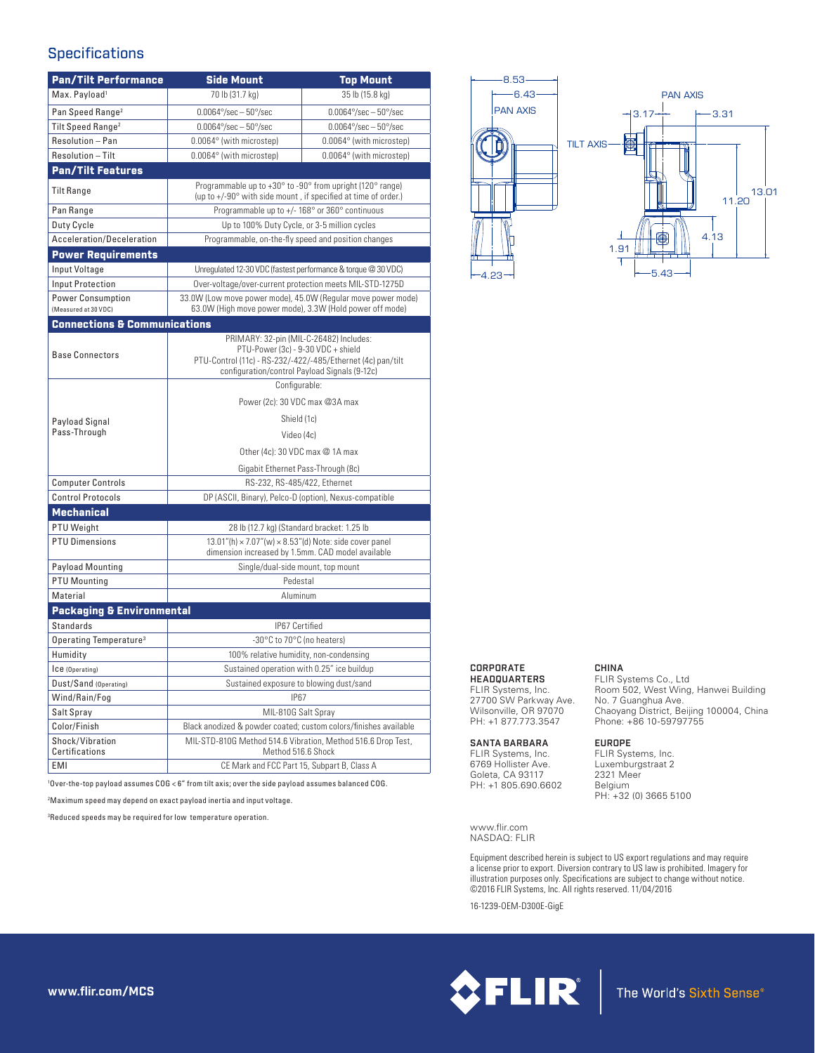## Specifications

| Pan/Tilt Performance | Side Mount | Top Mount |
|---|---|---|
| Max. Payload[1] | 70 lb (31.7 kg) | 35 lb (15.8 kg) |
| Pan Speed Range[2] | 0.0064°/sec – 50°/sec | 0.0064°/sec – 50°/sec |
| Tilt Speed Range[2] | 0.0064°/sec – 50°/sec | 0.0064°/sec – 50°/sec |
| Resolution – Pan | 0.0064° (with microstep) | 0.0064° (with microstep) |
| Resolution – Tilt | 0.0064° (with microstep) | 0.0064° (with microstep) |
| **Pan/Tilt Features** | | |
| Tilt Range | Programmable up to +30° to -90° from upright (120° range) (up to +/-90° with side mount , if specified at time of order.) | |
| Pan Range | Programmable up to +/- 168° or 360° continuous | |
| Duty Cycle | Up to 100% Duty Cycle, or 3-5 million cycles | |
| Acceleration/Deceleration | Programmable, on-the-fly speed and position changes | |
| **Power Requirements** | | |
| Input Voltage | Unregulated 12-30 VDC (fastest performance & torque @ 30 VDC) | |
| Input Protection | Over-voltage/over-current protection meets MIL-STD-1275D | |
| Power Consumption (Measured at 30 VDC) | 33.0W (Low move power mode), 45.0W (Regular move power mode) 63.0W (High move power mode), 3.3W (Hold power off mode) | |
| **Connections & Communications** | | |
| Base Connectors | PRIMARY: 32-pin (MIL-C-26482) Includes: PTU-Power (3c) - 9-30 VDC + shield PTU-Control (11c) - RS-232/-422/-485/Ethernet (4c) pan/tilt configuration/control Payload Signals (9-12c) | |
| Payload Signal Pass-Through | Configurable: Power (2c): 30 VDC max @3A max Shield (1c) Video (4c) Other (4c): 30 VDC max @ 1A max Gigabit Ethernet Pass-Through (8c) | |
| Computer Controls | RS-232, RS-485/422, Ethernet | |
| Control Protocols | DP (ASCII, Binary), Pelco-D (option), Nexus-compatible | |
| **Mechanical** | | |
| PTU Weight | 28 lb (12.7 kg) (Standard bracket: 1.25 lb | |
| PTU Dimensions | 13.01"(h) × 7.07"(w) × 8.53"(d) Note: side cover panel dimension increased by 1.5mm. CAD model available | |
| Payload Mounting | Single/dual-side mount, top mount | |
| PTU Mounting | Pedestal | |
| Material | Aluminum | |
| **Packaging & Environmental** | | |
| Standards | IP67 Certified | |
| Operating Temperature[3] | -30°C to 70°C (no heaters) | |
| Humidity | 100% relative humidity, non-condensing | |
| Ice (Operating) | Sustained operation with 0.25" ice buildup | |
| Dust/Sand (Operating) | Sustained exposure to blowing dust/sand | |
| Wind/Rain/Fog | IP67 | |
| Salt Spray | MIL-810G Salt Spray | |
| Color/Finish | Black anodized & powder coated; custom colors/finishes available | |
| Shock/Vibration Certifications | MIL-STD-810G Method 514.6 Vibration, Method 516.6 Drop Test, Method 516.6 Shock | |
| EMI | CE Mark and FCC Part 15, Subpart B, Class A | |

[1]Over-the-top payload assumes COG < 6" from tilt axis; over the side payload assumes balanced COG.

[2]Maximum speed may depend on exact payload inertia and input voltage.

[3]Reduced speeds may be required for low temperature operation.

8.53
6.43
PAN AXIS
4.23
TILT AXIS
PAN AXIS
3.17
3.31
13.01
11.20
4.13
1.91
5.43

**CORPORATE HEADQUARTERS**
FLIR Systems, Inc.
27700 SW Parkway Ave.
Wilsonville, OR 97070
PH: +1 877.773.3547

**SANTA BARBARA**
FLIR Systems, Inc.
6769 Hollister Ave.
Goleta, CA 93117
PH: +1 805.690.6602

**CHINA**
FLIR Systems Co., Ltd
Room 502, West Wing, Hanwei Building
No. 7 Guanghua Ave.
Chaoyang District, Beijing 100004, China
Phone: +86 10-59797755

**EUROPE**
FLIR Systems, Inc.
Luxemburgstraat 2
2321 Meer
Belgium
PH: +32 (0) 3665 5100

www.flir.com
NASDAQ: FLIR

Equipment described herein is subject to US export regulations and may require a license prior to export. Diversion contrary to US law is prohibited. Imagery for illustration purposes only. Specifications are subject to change without notice. ©2016 FLIR Systems, Inc. All rights reserved. 11/04/2016

16-1239-OEM-D300E-GigE

**www.flir.com/MCS**

FLIR® The World's Sixth Sense®